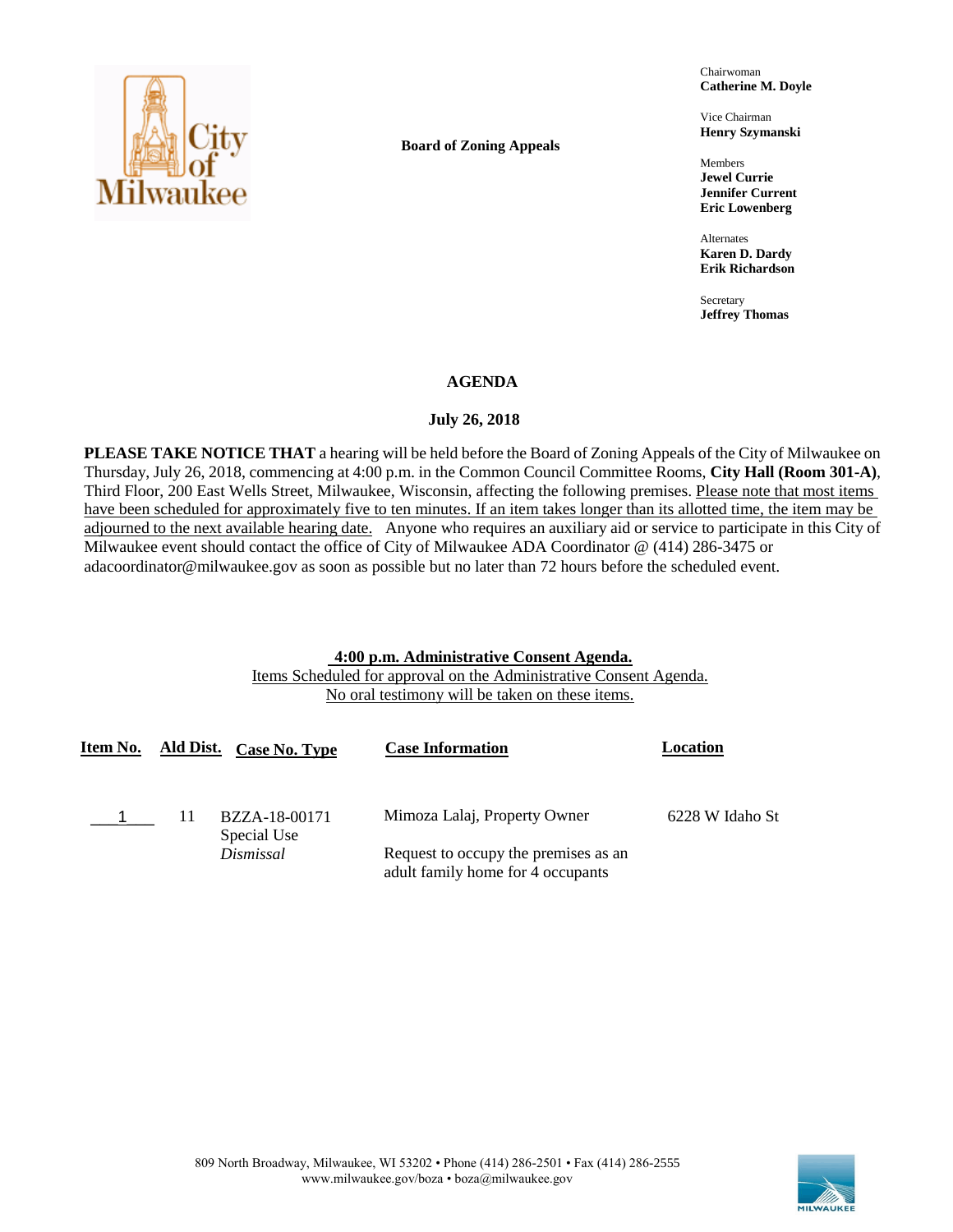City of Milwaukee

**Board of Zoning Appeals**

Chairwoman
**Catherine M. Doyle**

Vice Chairman
**Henry Szymanski**

Members
**Jewel Currie**
**Jennifer Current**
**Eric Lowenberg**

Alternates
**Karen D. Dardy**
**Erik Richardson**

Secretary
**Jeffrey Thomas**

# AGENDA

**July 26, 2018**

**PLEASE TAKE NOTICE THAT** a hearing will be held before the Board of Zoning Appeals of the City of Milwaukee on Thursday, July 26, 2018, commencing at 4:00 p.m. in the Common Council Committee Rooms, **City Hall (Room 301-A)**, Third Floor, 200 East Wells Street, Milwaukee, Wisconsin, affecting the following premises. Please note that most items have been scheduled for approximately five to ten minutes. If an item takes longer than its allotted time, the item may be adjourned to the next available hearing date. Anyone who requires an auxiliary aid or service to participate in this City of Milwaukee event should contact the office of City of Milwaukee ADA Coordinator @ (414) 286-3475 or adacoordinator@milwaukee.gov as soon as possible but no later than 72 hours before the scheduled event.

**4:00 p.m. Administrative Consent Agenda.**
Items Scheduled for approval on the Administrative Consent Agenda.
No oral testimony will be taken on these items.

| Item No. | Ald Dist. | Case No. Type | Case Information | Location |
|---|---|---|---|---|
| 1 | 11 | BZZA-18-00171 Special Use *Dismissal* | Mimoza Lalaj, Property Owner<br><br>Request to occupy the premises as an adult family home for 4 occupants | 6228 W Idaho St |

809 North Broadway, Milwaukee, WI 53202 • Phone (414) 286-2501 • Fax (414) 286-2555
www.milwaukee.gov/boza • boza@milwaukee.gov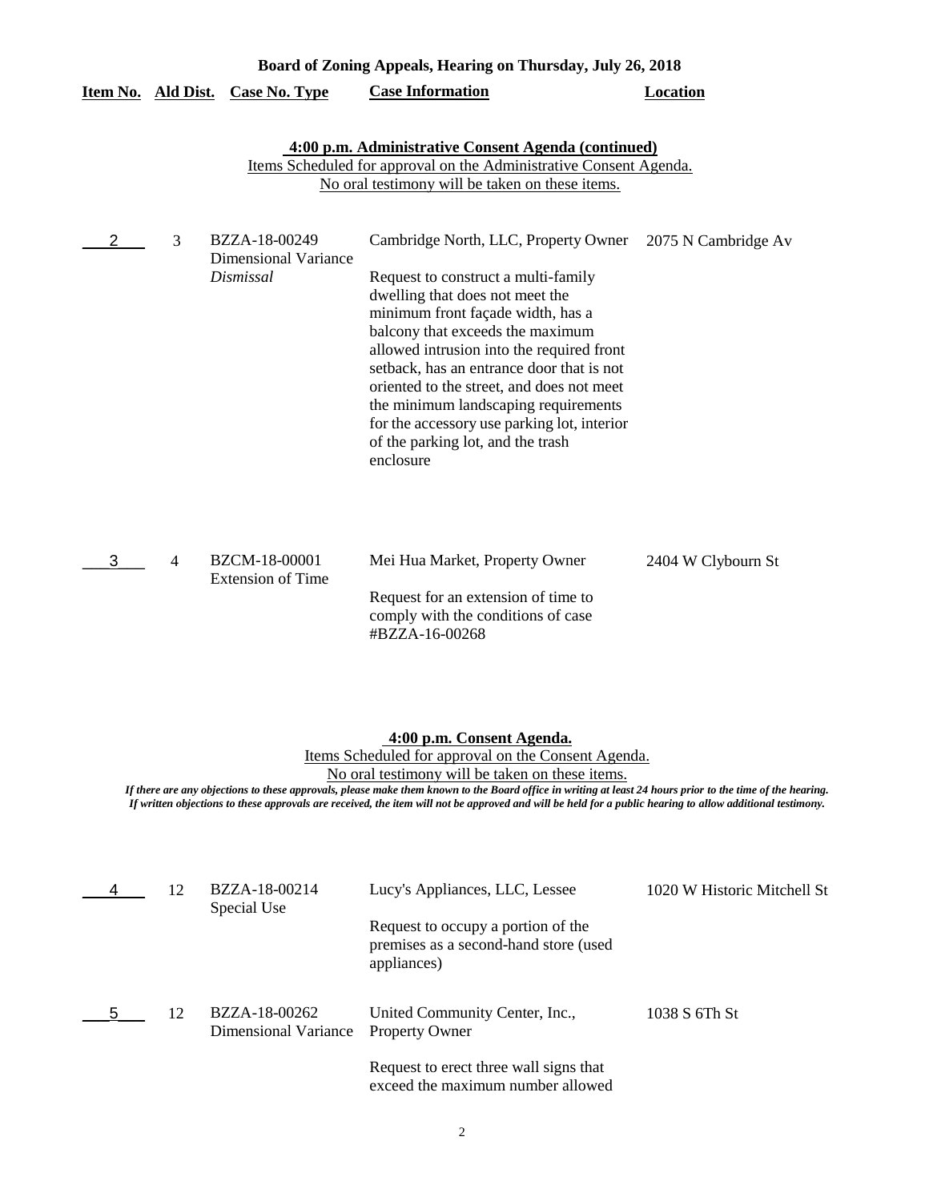**Board of Zoning Appeals, Hearing on Thursday, July 26, 2018**

| Item No. | Ald Dist. | Case No. Type | Case Information | Location |
|---|---|---|---|---|

### 4:00 p.m. Administrative Consent Agenda (continued)

Items Scheduled for approval on the Administrative Consent Agenda.
No oral testimony will be taken on these items.

| Item No. | Ald Dist. | Case No. Type | Case Information | Location |
|---|---|---|---|---|
| 2 | 3 | BZZA-18-00249 Dimensional Variance *Dismissal* | Cambridge North, LLC, Property Owner<br><br>Request to construct a multi-family dwelling that does not meet the minimum front façade width, has a balcony that exceeds the maximum allowed intrusion into the required front setback, has an entrance door that is not oriented to the street, and does not meet the minimum landscaping requirements for the accessory use parking lot, interior of the parking lot, and the trash enclosure | 2075 N Cambridge Av |
| 3 | 4 | BZCM-18-00001 Extension of Time | Mei Hua Market, Property Owner<br><br>Request for an extension of time to comply with the conditions of case #BZZA-16-00268 | 2404 W Clybourn St |

### 4:00 p.m. Consent Agenda.

Items Scheduled for approval on the Consent Agenda.
No oral testimony will be taken on these items.

*If there are any objections to these approvals, please make them known to the Board office in writing at least 24 hours prior to the time of the hearing. If written objections to these approvals are received, the item will not be approved and will be held for a public hearing to allow additional testimony.*

| Item No. | Ald Dist. | Case No. Type | Case Information | Location |
|---|---|---|---|---|
| 4 | 12 | BZZA-18-00214 Special Use | Lucy's Appliances, LLC, Lessee<br><br>Request to occupy a portion of the premises as a second-hand store (used appliances) | 1020 W Historic Mitchell St |
| 5 | 12 | BZZA-18-00262 Dimensional Variance | United Community Center, Inc., Property Owner<br><br>Request to erect three wall signs that exceed the maximum number allowed | 1038 S 6Th St |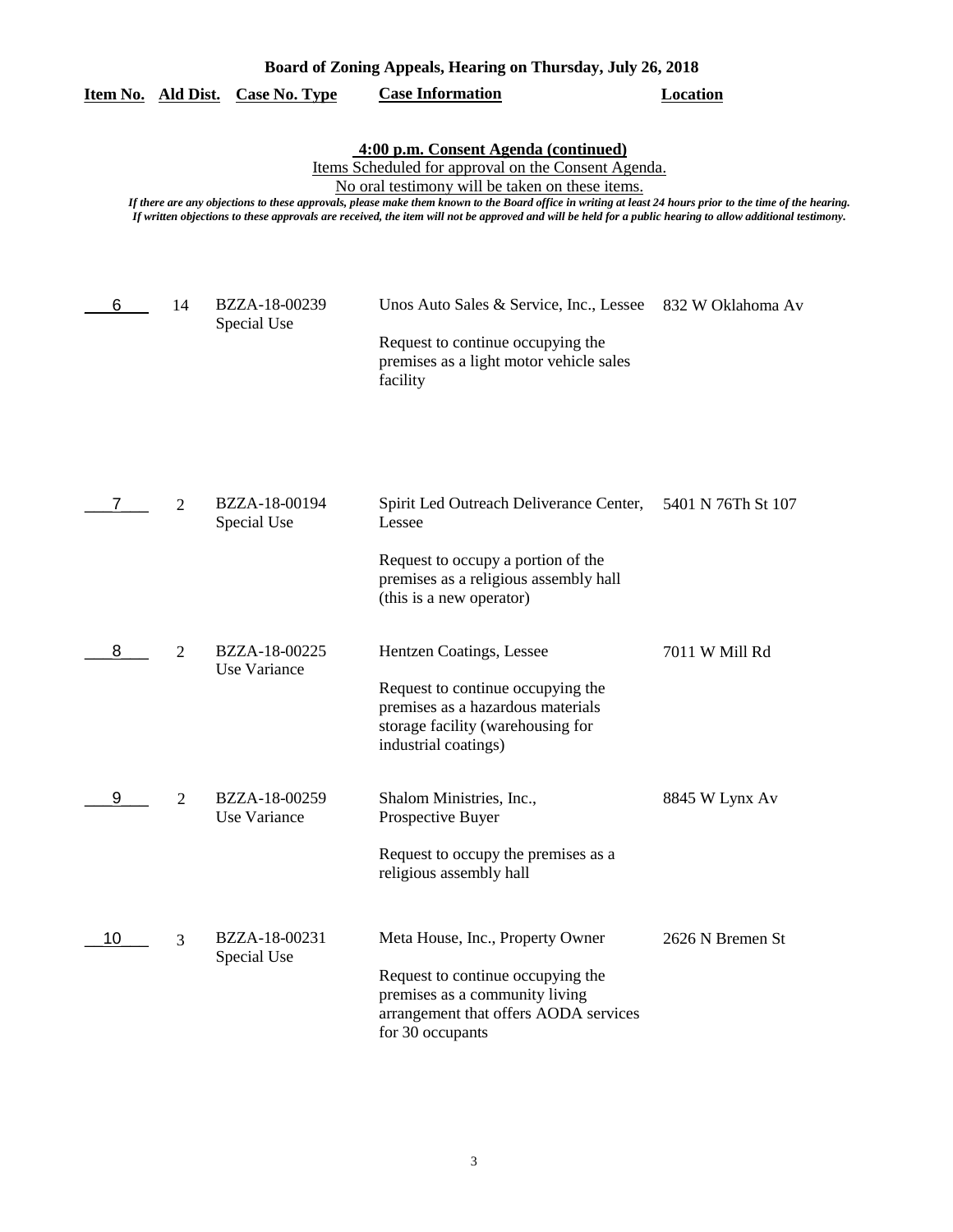**Board of Zoning Appeals, Hearing on Thursday, July 26, 2018**

| Item No. | Ald Dist. | Case No. Type | Case Information | Location |
|---|---|---|---|---|

**4:00 p.m. Consent Agenda (continued)**

Items Scheduled for approval on the Consent Agenda.

No oral testimony will be taken on these items.

*If there are any objections to these approvals, please make them known to the Board office in writing at least 24 hours prior to the time of the hearing. If written objections to these approvals are received, the item will not be approved and will be held for a public hearing to allow additional testimony.*

| Item No. | Ald Dist. | Case No. Type | Case Information | Location |
|---|---|---|---|---|
| 6 | 14 | BZZA-18-00239 Special Use | Unos Auto Sales & Service, Inc., Lessee<br><br>Request to continue occupying the premises as a light motor vehicle sales facility | 832 W Oklahoma Av |
| 7 | 2 | BZZA-18-00194 Special Use | Spirit Led Outreach Deliverance Center, Lessee<br><br>Request to occupy a portion of the premises as a religious assembly hall (this is a new operator) | 5401 N 76Th St 107 |
| 8 | 2 | BZZA-18-00225 Use Variance | Hentzen Coatings, Lessee<br><br>Request to continue occupying the premises as a hazardous materials storage facility (warehousing for industrial coatings) | 7011 W Mill Rd |
| 9 | 2 | BZZA-18-00259 Use Variance | Shalom Ministries, Inc., Prospective Buyer<br><br>Request to occupy the premises as a religious assembly hall | 8845 W Lynx Av |
| 10 | 3 | BZZA-18-00231 Special Use | Meta House, Inc., Property Owner<br><br>Request to continue occupying the premises as a community living arrangement that offers AODA services for 30 occupants | 2626 N Bremen St |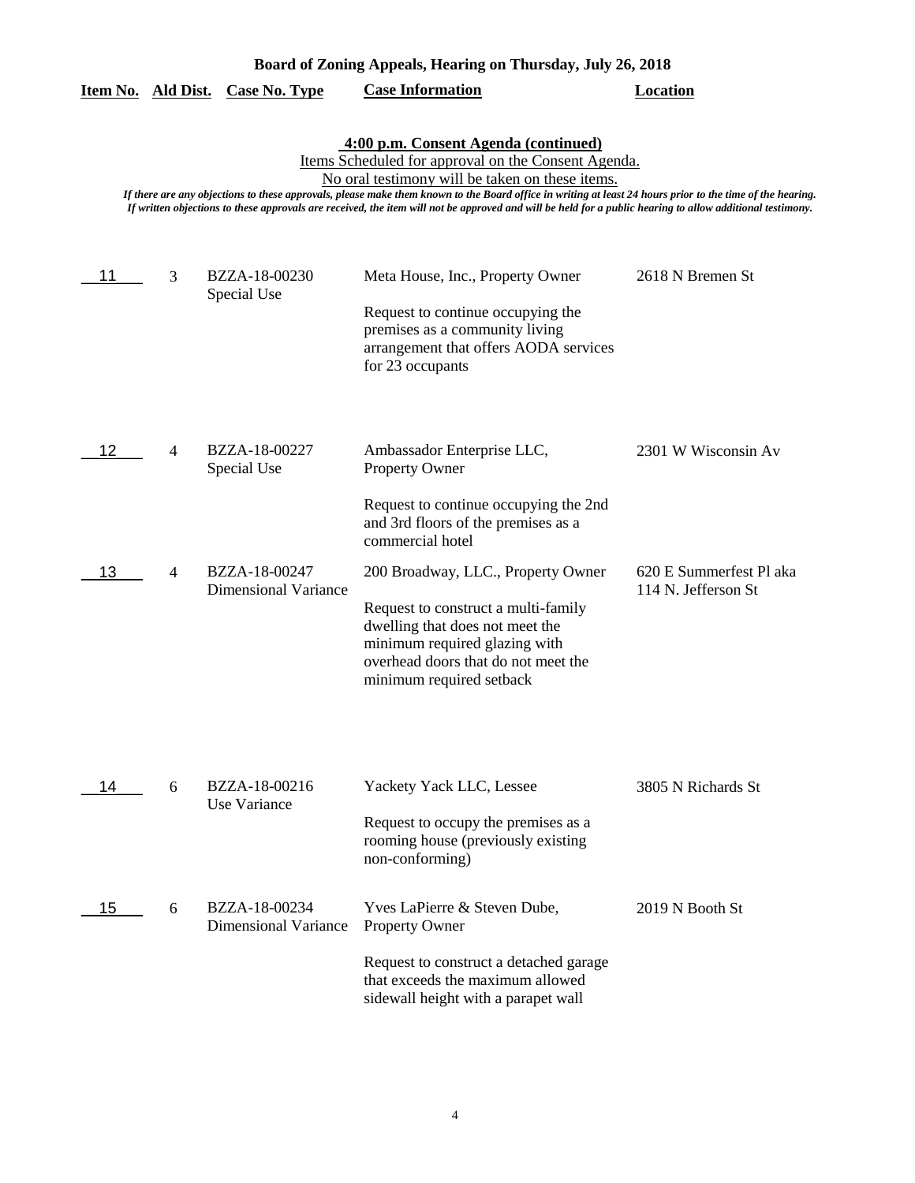**Board of Zoning Appeals, Hearing on Thursday, July 26, 2018**

| Item No. | Ald Dist. | Case No. Type | Case Information | Location |
|---|---|---|---|---|

**4:00 p.m. Consent Agenda (continued)**

Items Scheduled for approval on the Consent Agenda.

No oral testimony will be taken on these items.

*If there are any objections to these approvals, please make them known to the Board office in writing at least 24 hours prior to the time of the hearing. If written objections to these approvals are received, the item will not be approved and will be held for a public hearing to allow additional testimony.*

| Item No. | Ald Dist. | Case No. Type | Case Information | Location |
|---|---|---|---|---|
| 11 | 3 | BZZA-18-00230 Special Use | Meta House, Inc., Property Owner<br><br>Request to continue occupying the premises as a community living arrangement that offers AODA services for 23 occupants | 2618 N Bremen St |
| 12 | 4 | BZZA-18-00227 Special Use | Ambassador Enterprise LLC, Property Owner<br><br>Request to continue occupying the 2nd and 3rd floors of the premises as a commercial hotel | 2301 W Wisconsin Av |
| 13 | 4 | BZZA-18-00247 Dimensional Variance | 200 Broadway, LLC., Property Owner<br><br>Request to construct a multi-family dwelling that does not meet the minimum required glazing with overhead doors that do not meet the minimum required setback | 620 E Summerfest Pl aka 114 N. Jefferson St |
| 14 | 6 | BZZA-18-00216 Use Variance | Yackety Yack LLC, Lessee<br><br>Request to occupy the premises as a rooming house (previously existing non-conforming) | 3805 N Richards St |
| 15 | 6 | BZZA-18-00234 Dimensional Variance | Yves LaPierre & Steven Dube, Property Owner<br><br>Request to construct a detached garage that exceeds the maximum allowed sidewall height with a parapet wall | 2019 N Booth St |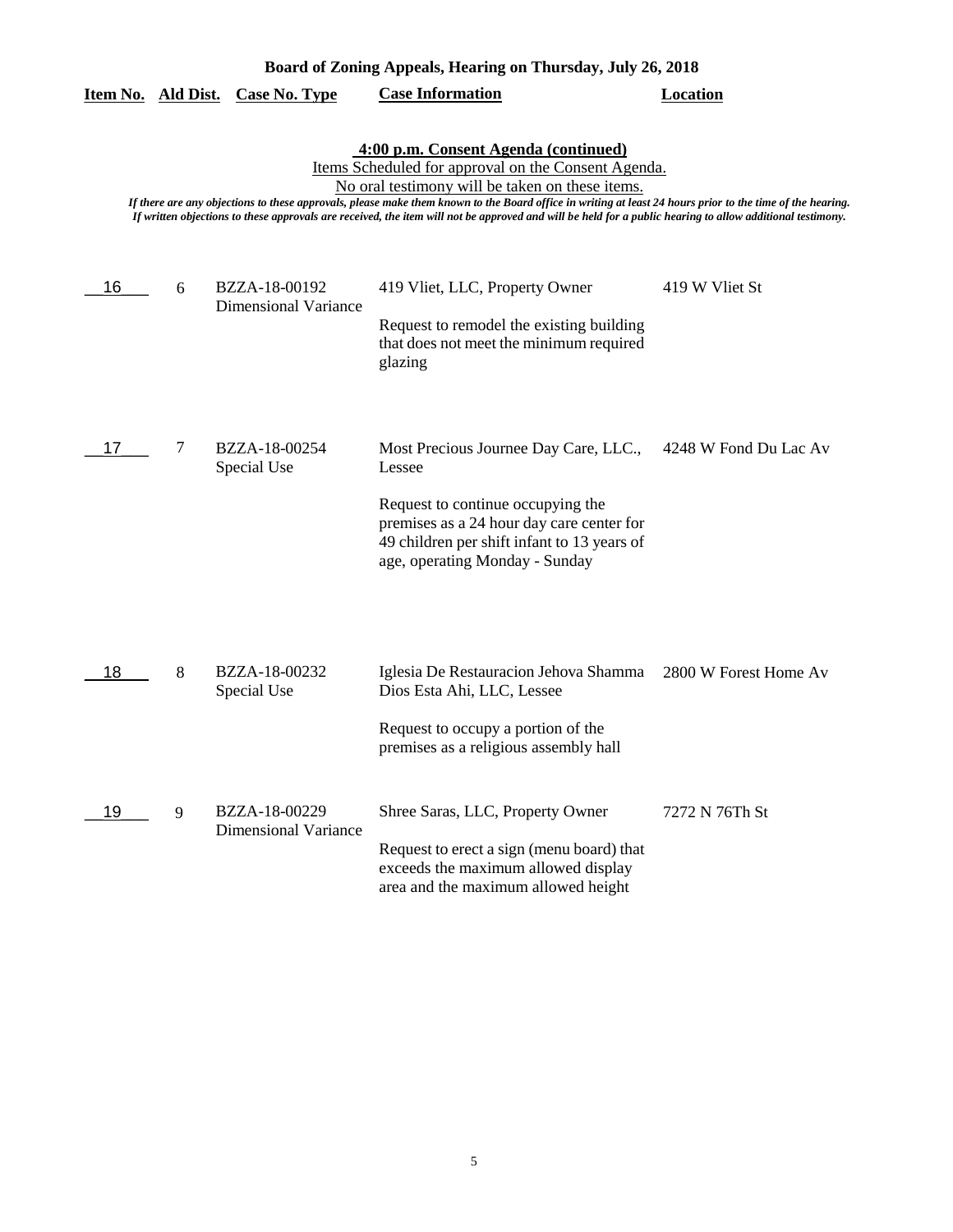**Board of Zoning Appeals, Hearing on Thursday, July 26, 2018**

| Item No. | Ald Dist. | Case No. Type | Case Information | Location |
|---|---|---|---|---|

**4:00 p.m. Consent Agenda (continued)**

Items Scheduled for approval on the Consent Agenda.

No oral testimony will be taken on these items.

*If there are any objections to these approvals, please make them known to the Board office in writing at least 24 hours prior to the time of the hearing.*
*If written objections to these approvals are received, the item will not be approved and will be held for a public hearing to allow additional testimony.*

| Item No. | Ald Dist. | Case No. Type | Case Information | Location |
|---|---|---|---|---|
| 16 | 6 | BZZA-18-00192 Dimensional Variance | 419 Vliet, LLC, Property Owner<br><br>Request to remodel the existing building that does not meet the minimum required glazing | 419 W Vliet St |
| 17 | 7 | BZZA-18-00254 Special Use | Most Precious Journee Day Care, LLC., Lessee<br><br>Request to continue occupying the premises as a 24 hour day care center for 49 children per shift infant to 13 years of age, operating Monday - Sunday | 4248 W Fond Du Lac Av |
| 18 | 8 | BZZA-18-00232 Special Use | Iglesia De Restauracion Jehova Shamma Dios Esta Ahi, LLC, Lessee<br><br>Request to occupy a portion of the premises as a religious assembly hall | 2800 W Forest Home Av |
| 19 | 9 | BZZA-18-00229 Dimensional Variance | Shree Saras, LLC, Property Owner<br><br>Request to erect a sign (menu board) that exceeds the maximum allowed display area and the maximum allowed height | 7272 N 76Th St |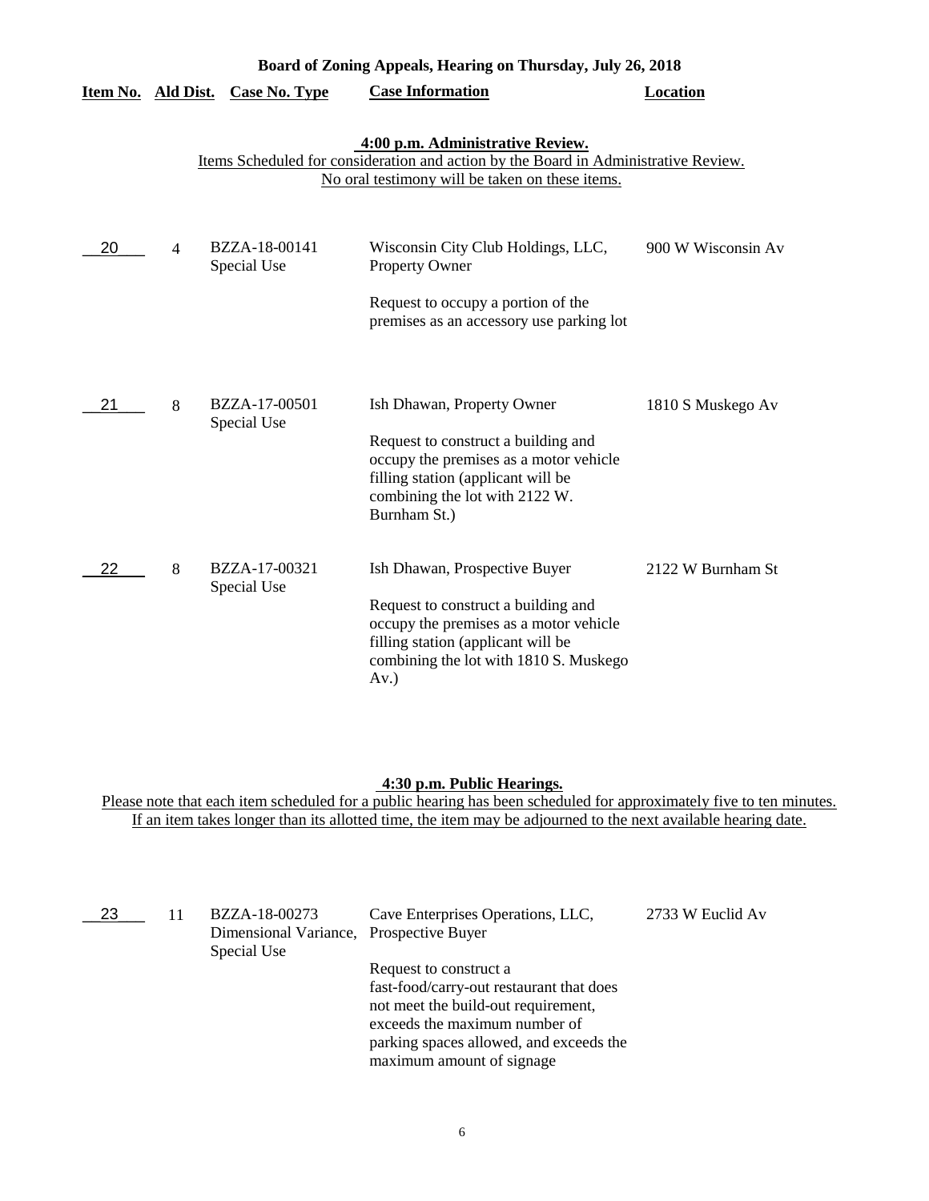**Board of Zoning Appeals, Hearing on Thursday, July 26, 2018**

| Item No. | Ald Dist. | Case No. Type | Case Information | Location |
|---|---|---|---|---|

**4:00 p.m. Administrative Review.**

Items Scheduled for consideration and action by the Board in Administrative Review.
No oral testimony will be taken on these items.

| Item No. | Ald Dist. | Case No. Type | Case Information | Location |
|---|---|---|---|---|
| 20 | 4 | BZZA-18-00141<br>Special Use | Wisconsin City Club Holdings, LLC, Property Owner<br><br>Request to occupy a portion of the premises as an accessory use parking lot | 900 W Wisconsin Av |
| 21 | 8 | BZZA-17-00501<br>Special Use | Ish Dhawan, Property Owner<br><br>Request to construct a building and occupy the premises as a motor vehicle filling station (applicant will be combining the lot with 2122 W. Burnham St.) | 1810 S Muskego Av |
| 22 | 8 | BZZA-17-00321<br>Special Use | Ish Dhawan, Prospective Buyer<br><br>Request to construct a building and occupy the premises as a motor vehicle filling station (applicant will be combining the lot with 1810 S. Muskego Av.) | 2122 W Burnham St |

**4:30 p.m. Public Hearings.**

Please note that each item scheduled for a public hearing has been scheduled for approximately five to ten minutes.
If an item takes longer than its allotted time, the item may be adjourned to the next available hearing date.

| Item No. | Ald Dist. | Case No. Type | Case Information | Location |
|---|---|---|---|---|
| 23 | 11 | BZZA-18-00273<br>Dimensional Variance,<br>Special Use | Cave Enterprises Operations, LLC, Prospective Buyer<br><br>Request to construct a fast-food/carry-out restaurant that does not meet the build-out requirement, exceeds the maximum number of parking spaces allowed, and exceeds the maximum amount of signage | 2733 W Euclid Av |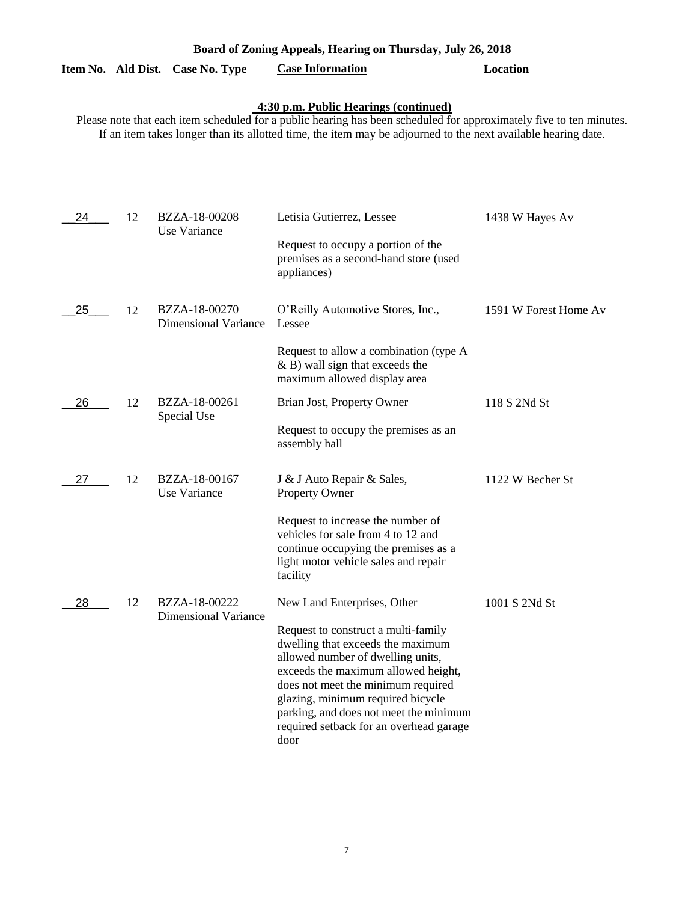**Board of Zoning Appeals, Hearing on Thursday, July 26, 2018**

**4:30 p.m. Public Hearings (continued)**

Please note that each item scheduled for a public hearing has been scheduled for approximately five to ten minutes. If an item takes longer than its allotted time, the item may be adjourned to the next available hearing date.

| Item No. | Ald Dist. | Case No. Type | Case Information | Location |
|---|---|---|---|---|
| 24 | 12 | BZZA-18-00208 Use Variance | Letisia Gutierrez, Lessee<br><br>Request to occupy a portion of the premises as a second-hand store (used appliances) | 1438 W Hayes Av |
| 25 | 12 | BZZA-18-00270 Dimensional Variance | O'Reilly Automotive Stores, Inc., Lessee<br><br>Request to allow a combination (type A & B) wall sign that exceeds the maximum allowed display area | 1591 W Forest Home Av |
| 26 | 12 | BZZA-18-00261 Special Use | Brian Jost, Property Owner<br><br>Request to occupy the premises as an assembly hall | 118 S 2Nd St |
| 27 | 12 | BZZA-18-00167 Use Variance | J & J Auto Repair & Sales, Property Owner<br><br>Request to increase the number of vehicles for sale from 4 to 12 and continue occupying the premises as a light motor vehicle sales and repair facility | 1122 W Becher St |
| 28 | 12 | BZZA-18-00222 Dimensional Variance | New Land Enterprises, Other<br><br>Request to construct a multi-family dwelling that exceeds the maximum allowed number of dwelling units, exceeds the maximum allowed height, does not meet the minimum required glazing, minimum required bicycle parking, and does not meet the minimum required setback for an overhead garage door | 1001 S 2Nd St |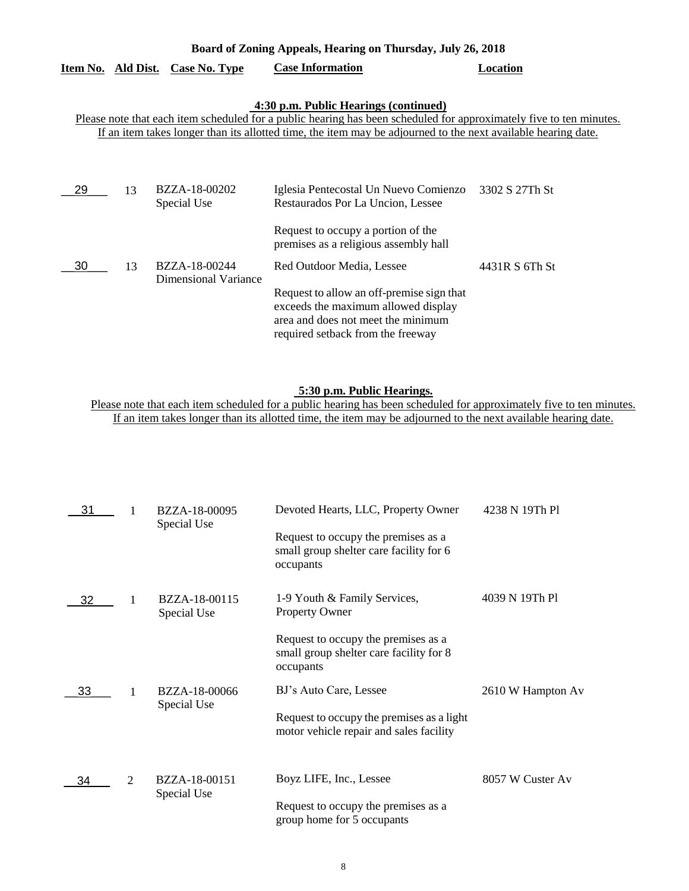**Board of Zoning Appeals, Hearing on Thursday, July 26, 2018**

**4:30 p.m. Public Hearings (continued)**

Please note that each item scheduled for a public hearing has been scheduled for approximately five to ten minutes. If an item takes longer than its allotted time, the item may be adjourned to the next available hearing date.

| Item No. | Ald Dist. | Case No. Type | Case Information | Location |
|---|---|---|---|---|
| 29 | 13 | BZZA-18-00202<br>Special Use | Iglesia Pentecostal Un Nuevo Comienzo Restaurados Por La Uncion, Lessee<br><br>Request to occupy a portion of the premises as a religious assembly hall | 3302 S 27Th St |
| 30 | 13 | BZZA-18-00244<br>Dimensional Variance | Red Outdoor Media, Lessee<br><br>Request to allow an off-premise sign that exceeds the maximum allowed display area and does not meet the minimum required setback from the freeway | 4431R S 6Th St |

**5:30 p.m. Public Hearings.**

Please note that each item scheduled for a public hearing has been scheduled for approximately five to ten minutes. If an item takes longer than its allotted time, the item may be adjourned to the next available hearing date.

| Item No. | Ald Dist. | Case No. Type | Case Information | Location |
|---|---|---|---|---|
| 31 | 1 | BZZA-18-00095<br>Special Use | Devoted Hearts, LLC, Property Owner<br><br>Request to occupy the premises as a small group shelter care facility for 6 occupants | 4238 N 19Th Pl |
| 32 | 1 | BZZA-18-00115<br>Special Use | 1-9 Youth & Family Services, Property Owner<br><br>Request to occupy the premises as a small group shelter care facility for 8 occupants | 4039 N 19Th Pl |
| 33 | 1 | BZZA-18-00066<br>Special Use | BJ's Auto Care, Lessee<br><br>Request to occupy the premises as a light motor vehicle repair and sales facility | 2610 W Hampton Av |
| 34 | 2 | BZZA-18-00151<br>Special Use | Boyz LIFE, Inc., Lessee<br><br>Request to occupy the premises as a group home for 5 occupants | 8057 W Custer Av |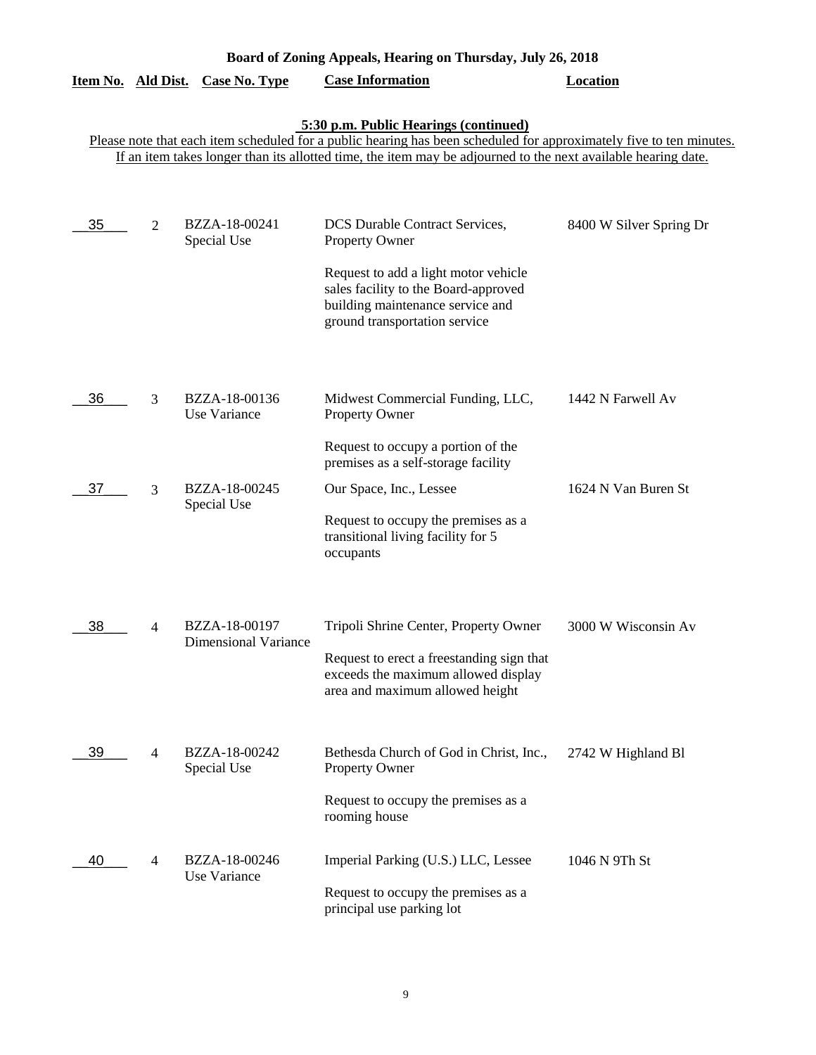**Board of Zoning Appeals, Hearing on Thursday, July 26, 2018**

**5:30 p.m. Public Hearings (continued)**

Please note that each item scheduled for a public hearing has been scheduled for approximately five to ten minutes. If an item takes longer than its allotted time, the item may be adjourned to the next available hearing date.

| Item No. | Ald Dist. | Case No. Type | Case Information | Location |
|---|---|---|---|---|
| 35 | 2 | BZZA-18-00241<br>Special Use | DCS Durable Contract Services, Property Owner<br><br>Request to add a light motor vehicle sales facility to the Board-approved building maintenance service and ground transportation service | 8400 W Silver Spring Dr |
| 36 | 3 | BZZA-18-00136<br>Use Variance | Midwest Commercial Funding, LLC, Property Owner<br><br>Request to occupy a portion of the premises as a self-storage facility | 1442 N Farwell Av |
| 37 | 3 | BZZA-18-00245<br>Special Use | Our Space, Inc., Lessee<br><br>Request to occupy the premises as a transitional living facility for 5 occupants | 1624 N Van Buren St |
| 38 | 4 | BZZA-18-00197<br>Dimensional Variance | Tripoli Shrine Center, Property Owner<br><br>Request to erect a freestanding sign that exceeds the maximum allowed display area and maximum allowed height | 3000 W Wisconsin Av |
| 39 | 4 | BZZA-18-00242<br>Special Use | Bethesda Church of God in Christ, Inc., Property Owner<br><br>Request to occupy the premises as a rooming house | 2742 W Highland Bl |
| 40 | 4 | BZZA-18-00246<br>Use Variance | Imperial Parking (U.S.) LLC, Lessee<br><br>Request to occupy the premises as a principal use parking lot | 1046 N 9Th St |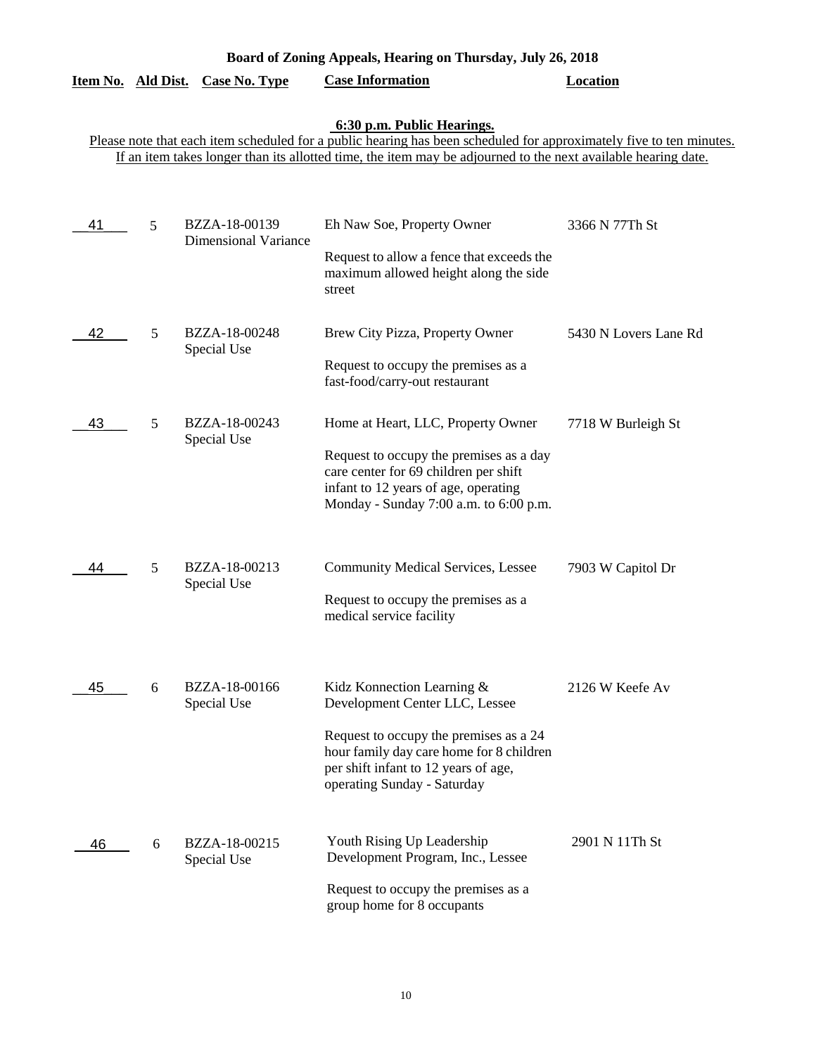**Board of Zoning Appeals, Hearing on Thursday, July 26, 2018**

**6:30 p.m. Public Hearings.**

Please note that each item scheduled for a public hearing has been scheduled for approximately five to ten minutes. If an item takes longer than its allotted time, the item may be adjourned to the next available hearing date.

| Item No. | Ald Dist. | Case No. Type | Case Information | Location |
|---|---|---|---|---|
| 41 | 5 | BZZA-18-00139<br>Dimensional Variance | Eh Naw Soe, Property Owner<br><br>Request to allow a fence that exceeds the maximum allowed height along the side street | 3366 N 77Th St |
| 42 | 5 | BZZA-18-00248<br>Special Use | Brew City Pizza, Property Owner<br><br>Request to occupy the premises as a fast-food/carry-out restaurant | 5430 N Lovers Lane Rd |
| 43 | 5 | BZZA-18-00243<br>Special Use | Home at Heart, LLC, Property Owner<br><br>Request to occupy the premises as a day care center for 69 children per shift infant to 12 years of age, operating Monday - Sunday 7:00 a.m. to 6:00 p.m. | 7718 W Burleigh St |
| 44 | 5 | BZZA-18-00213<br>Special Use | Community Medical Services, Lessee<br><br>Request to occupy the premises as a medical service facility | 7903 W Capitol Dr |
| 45 | 6 | BZZA-18-00166<br>Special Use | Kidz Konnection Learning & Development Center LLC, Lessee<br><br>Request to occupy the premises as a 24 hour family day care home for 8 children per shift infant to 12 years of age, operating Sunday - Saturday | 2126 W Keefe Av |
| 46 | 6 | BZZA-18-00215<br>Special Use | Youth Rising Up Leadership Development Program, Inc., Lessee<br><br>Request to occupy the premises as a group home for 8 occupants | 2901 N 11Th St |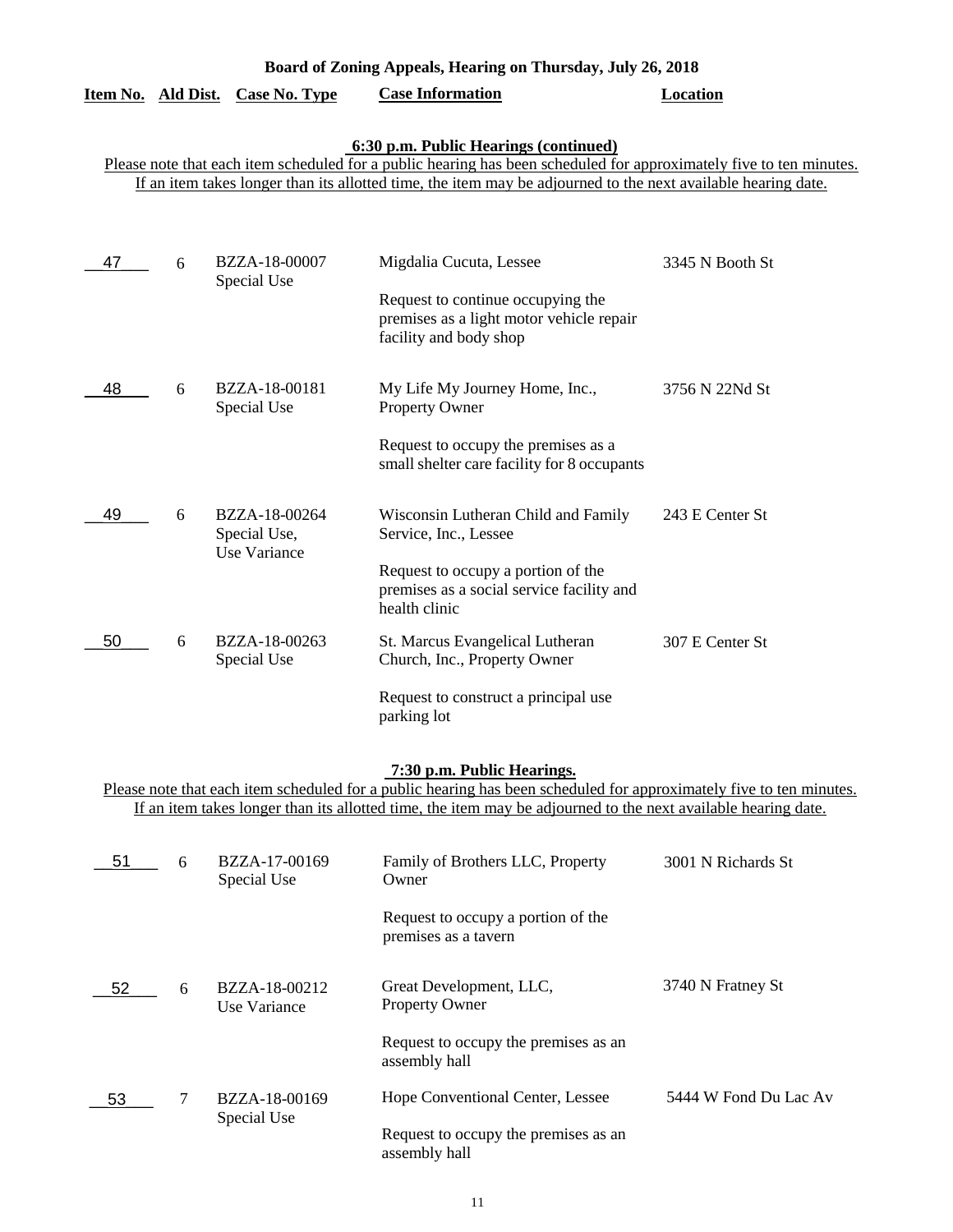**Board of Zoning Appeals, Hearing on Thursday, July 26, 2018**

### 6:30 p.m. Public Hearings (continued)

Please note that each item scheduled for a public hearing has been scheduled for approximately five to ten minutes. If an item takes longer than its allotted time, the item may be adjourned to the next available hearing date.

| Item No. | Ald Dist. | Case No. Type | Case Information | Location |
|---|---|---|---|---|
| 47 | 6 | BZZA-18-00007 Special Use | Migdalia Cucuta, Lessee<br><br>Request to continue occupying the premises as a light motor vehicle repair facility and body shop | 3345 N Booth St |
| 48 | 6 | BZZA-18-00181 Special Use | My Life My Journey Home, Inc., Property Owner<br><br>Request to occupy the premises as a small shelter care facility for 8 occupants | 3756 N 22Nd St |
| 49 | 6 | BZZA-18-00264 Special Use, Use Variance | Wisconsin Lutheran Child and Family Service, Inc., Lessee<br><br>Request to occupy a portion of the premises as a social service facility and health clinic | 243 E Center St |
| 50 | 6 | BZZA-18-00263 Special Use | St. Marcus Evangelical Lutheran Church, Inc., Property Owner<br><br>Request to construct a principal use parking lot | 307 E Center St |

### 7:30 p.m. Public Hearings.

Please note that each item scheduled for a public hearing has been scheduled for approximately five to ten minutes. If an item takes longer than its allotted time, the item may be adjourned to the next available hearing date.

| Item No. | Ald Dist. | Case No. Type | Case Information | Location |
|---|---|---|---|---|
| 51 | 6 | BZZA-17-00169 Special Use | Family of Brothers LLC, Property Owner<br><br>Request to occupy a portion of the premises as a tavern | 3001 N Richards St |
| 52 | 6 | BZZA-18-00212 Use Variance | Great Development, LLC, Property Owner<br><br>Request to occupy the premises as an assembly hall | 3740 N Fratney St |
| 53 | 7 | BZZA-18-00169 Special Use | Hope Conventional Center, Lessee<br><br>Request to occupy the premises as an assembly hall | 5444 W Fond Du Lac Av |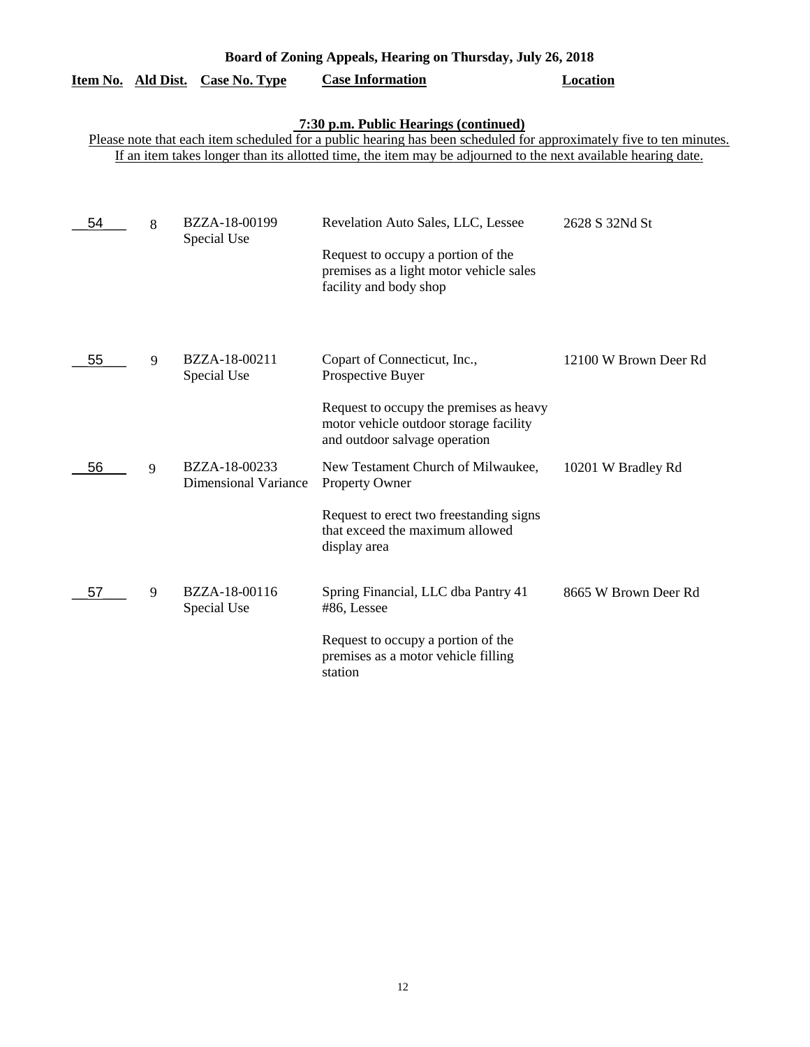**Board of Zoning Appeals, Hearing on Thursday, July 26, 2018**

| Item No. | Ald Dist. | Case No. Type | Case Information | Location |
|---|---|---|---|---|

**7:30 p.m. Public Hearings (continued)**

Please note that each item scheduled for a public hearing has been scheduled for approximately five to ten minutes. If an item takes longer than its allotted time, the item may be adjourned to the next available hearing date.

| Item No. | Ald Dist. | Case No. Type | Case Information | Location |
|---|---|---|---|---|
| 54 | 8 | BZZA-18-00199<br>Special Use | Revelation Auto Sales, LLC, Lessee<br><br>Request to occupy a portion of the premises as a light motor vehicle sales facility and body shop | 2628 S 32Nd St |
| 55 | 9 | BZZA-18-00211<br>Special Use | Copart of Connecticut, Inc., Prospective Buyer<br><br>Request to occupy the premises as heavy motor vehicle outdoor storage facility and outdoor salvage operation | 12100 W Brown Deer Rd |
| 56 | 9 | BZZA-18-00233<br>Dimensional Variance | New Testament Church of Milwaukee, Property Owner<br><br>Request to erect two freestanding signs that exceed the maximum allowed display area | 10201 W Bradley Rd |
| 57 | 9 | BZZA-18-00116<br>Special Use | Spring Financial, LLC dba Pantry 41 #86, Lessee<br><br>Request to occupy a portion of the premises as a motor vehicle filling station | 8665 W Brown Deer Rd |